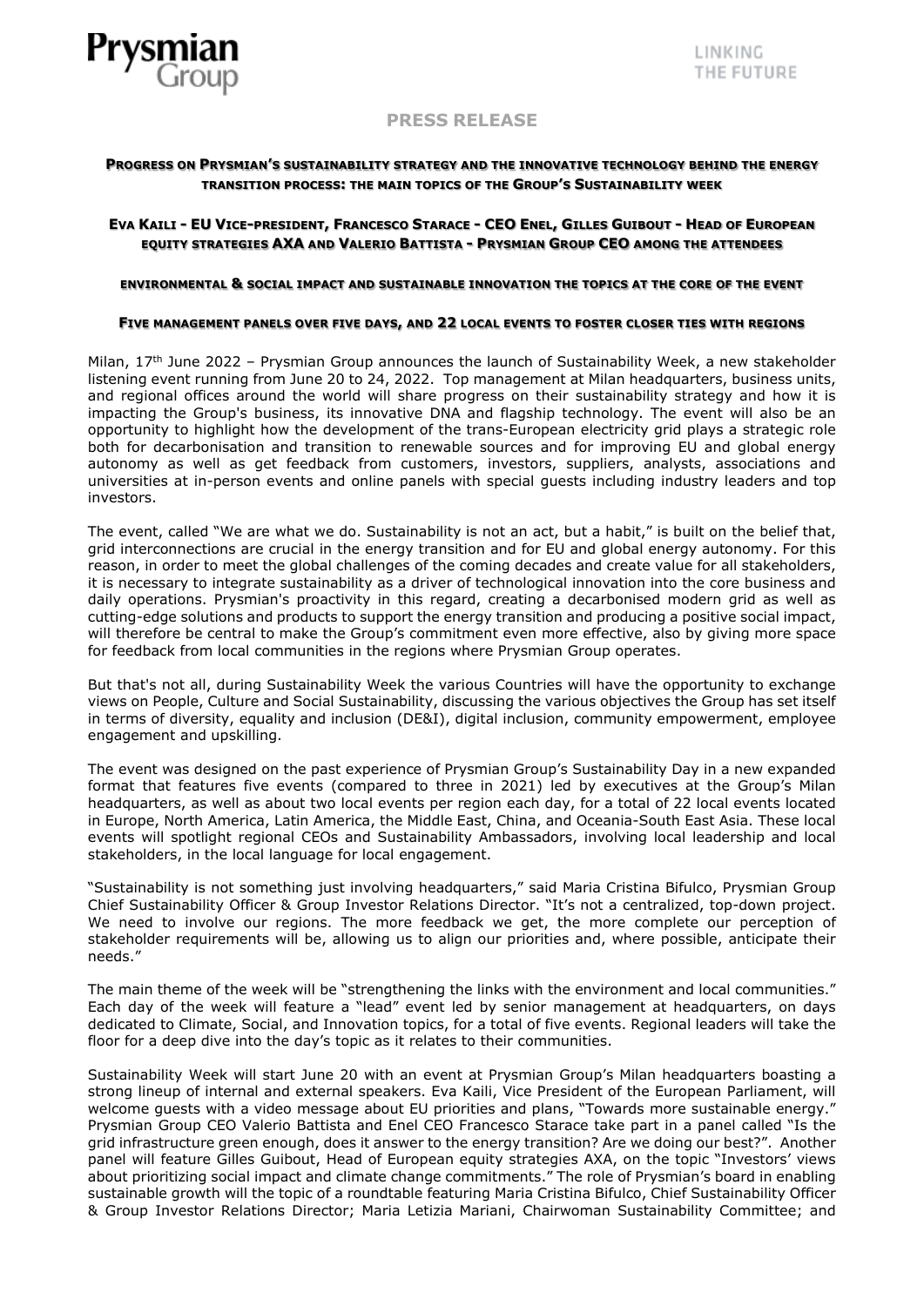Prysmian Group

LINKING THE FUTURE

# PRESS RELEASE

## PROGRESS ON PRYSMIAN'S SUSTAINABILITY STRATEGY AND THE INNOVATIVE TECHNOLOGY BEHIND THE ENERGY TRANSITION PROCESS: THE MAIN TOPICS OF THE GROUP'S SUSTAINABILITY WEEK

### EVA KAILI - EU VICE-PRESIDENT, FRANCESCO STARACE - CEO ENEL, GILLES GUIBOUT - HEAD OF EUROPEAN EQUITY STRATEGIES AXA AND VALERIO BATTISTA - PRYSMIAN GROUP CEO AMONG THE ATTENDEES

### ENVIRONMENTAL & SOCIAL IMPACT AND SUSTAINABLE INNOVATION THE TOPICS AT THE CORE OF THE EVENT

### FIVE MANAGEMENT PANELS OVER FIVE DAYS, AND 22 LOCAL EVENTS TO FOSTER CLOSER TIES WITH REGIONS

Milan, 17th June 2022 – Prysmian Group announces the launch of Sustainability Week, a new stakeholder listening event running from June 20 to 24, 2022. Top management at Milan headquarters, business units, and regional offices around the world will share progress on their sustainability strategy and how it is impacting the Group's business, its innovative DNA and flagship technology. The event will also be an opportunity to highlight how the development of the trans-European electricity grid plays a strategic role both for decarbonisation and transition to renewable sources and for improving EU and global energy autonomy as well as get feedback from customers, investors, suppliers, analysts, associations and universities at in-person events and online panels with special guests including industry leaders and top investors.

The event, called "We are what we do. Sustainability is not an act, but a habit," is built on the belief that, grid interconnections are crucial in the energy transition and for EU and global energy autonomy. For this reason, in order to meet the global challenges of the coming decades and create value for all stakeholders, it is necessary to integrate sustainability as a driver of technological innovation into the core business and daily operations. Prysmian's proactivity in this regard, creating a decarbonised modern grid as well as cutting-edge solutions and products to support the energy transition and producing a positive social impact, will therefore be central to make the Group's commitment even more effective, also by giving more space for feedback from local communities in the regions where Prysmian Group operates.

But that's not all, during Sustainability Week the various Countries will have the opportunity to exchange views on People, Culture and Social Sustainability, discussing the various objectives the Group has set itself in terms of diversity, equality and inclusion (DE&I), digital inclusion, community empowerment, employee engagement and upskilling.

The event was designed on the past experience of Prysmian Group's Sustainability Day in a new expanded format that features five events (compared to three in 2021) led by executives at the Group's Milan headquarters, as well as about two local events per region each day, for a total of 22 local events located in Europe, North America, Latin America, the Middle East, China, and Oceania-South East Asia. These local events will spotlight regional CEOs and Sustainability Ambassadors, involving local leadership and local stakeholders, in the local language for local engagement.

"Sustainability is not something just involving headquarters," said Maria Cristina Bifulco, Prysmian Group Chief Sustainability Officer & Group Investor Relations Director. "It's not a centralized, top-down project. We need to involve our regions. The more feedback we get, the more complete our perception of stakeholder requirements will be, allowing us to align our priorities and, where possible, anticipate their needs."

The main theme of the week will be "strengthening the links with the environment and local communities." Each day of the week will feature a "lead" event led by senior management at headquarters, on days dedicated to Climate, Social, and Innovation topics, for a total of five events. Regional leaders will take the floor for a deep dive into the day's topic as it relates to their communities.

Sustainability Week will start June 20 with an event at Prysmian Group's Milan headquarters boasting a strong lineup of internal and external speakers. Eva Kaili, Vice President of the European Parliament, will welcome guests with a video message about EU priorities and plans, "Towards more sustainable energy." Prysmian Group CEO Valerio Battista and Enel CEO Francesco Starace take part in a panel called "Is the grid infrastructure green enough, does it answer to the energy transition? Are we doing our best?". Another panel will feature Gilles Guibout, Head of European equity strategies AXA, on the topic "Investors' views about prioritizing social impact and climate change commitments." The role of Prysmian's board in enabling sustainable growth will the topic of a roundtable featuring Maria Cristina Bifulco, Chief Sustainability Officer & Group Investor Relations Director; Maria Letizia Mariani, Chairwoman Sustainability Committee; and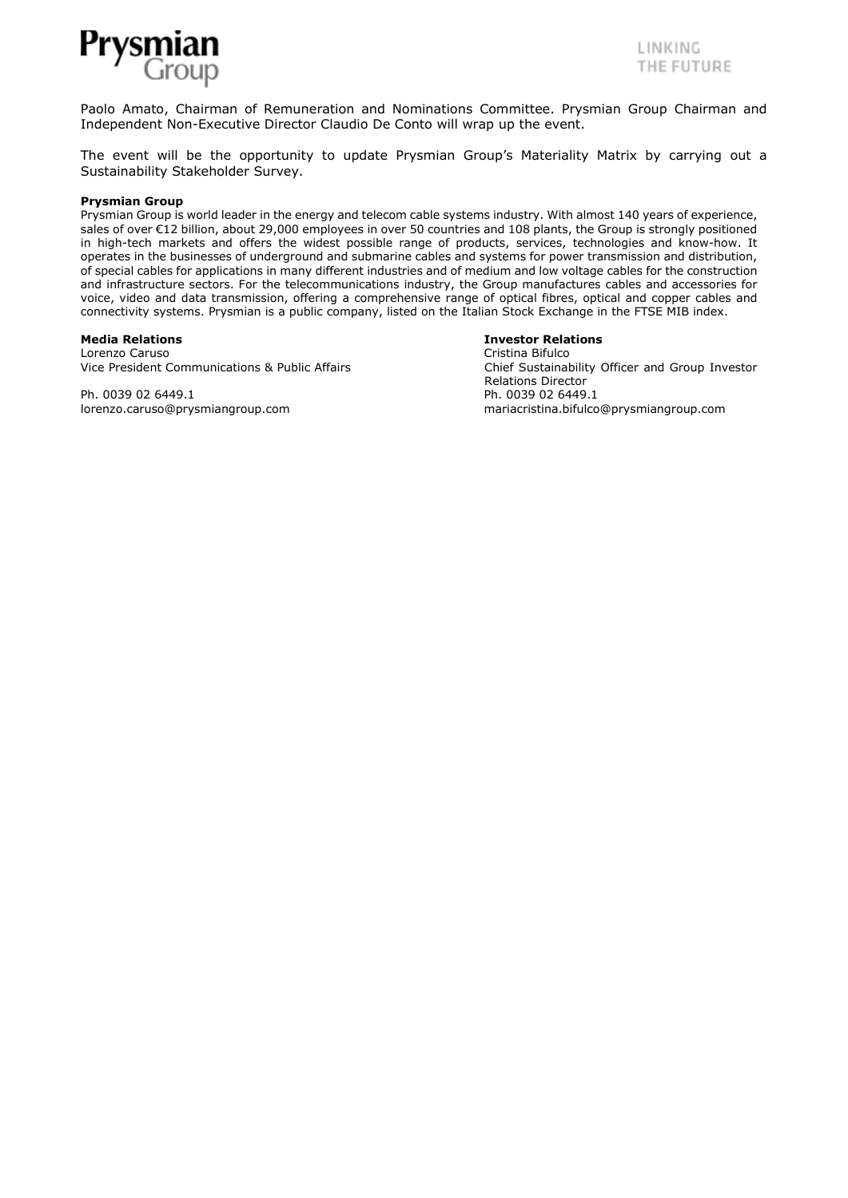Paolo Amato, Chairman of Remuneration and Nominations Committee. Prysmian Group Chairman and Independent Non-Executive Director Claudio De Conto will wrap up the event.

The event will be the opportunity to update Prysmian Group's Materiality Matrix by carrying out a Sustainability Stakeholder Survey.

**Prysmian Group**

Prysmian Group is world leader in the energy and telecom cable systems industry. With almost 140 years of experience, sales of over €12 billion, about 29,000 employees in over 50 countries and 108 plants, the Group is strongly positioned in high-tech markets and offers the widest possible range of products, services, technologies and know-how. It operates in the businesses of underground and submarine cables and systems for power transmission and distribution, of special cables for applications in many different industries and of medium and low voltage cables for the construction and infrastructure sectors. For the telecommunications industry, the Group manufactures cables and accessories for voice, video and data transmission, offering a comprehensive range of optical fibres, optical and copper cables and connectivity systems. Prysmian is a public company, listed on the Italian Stock Exchange in the FTSE MIB index.

**Media Relations**
Lorenzo Caruso
Vice President Communications & Public Affairs

Ph. 0039 02 6449.1
lorenzo.caruso@prysmiangroup.com

**Investor Relations**
Cristina Bifulco
Chief Sustainability Officer and Group Investor Relations Director
Ph. 0039 02 6449.1
mariacristina.bifulco@prysmiangroup.com